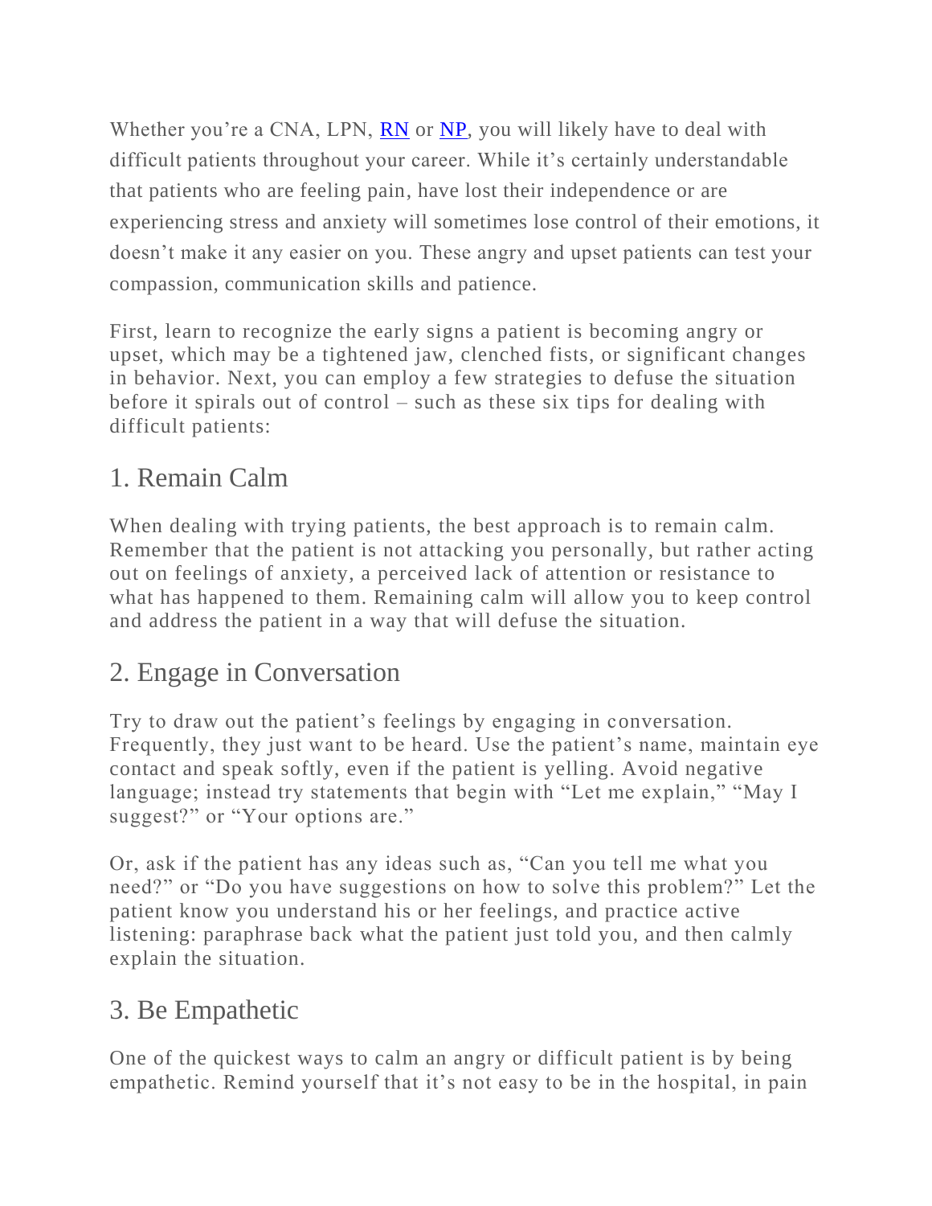Whether you're a CNA, LPN, RN or NP, you will likely have to deal with difficult patients throughout your career. While it's certainly understandable that patients who are feeling pain, have lost their independence or are experiencing stress and anxiety will sometimes lose control of their emotions, it doesn't make it any easier on you. These angry and upset patients can test your compassion, communication skills and patience.

First, learn to recognize the early signs a patient is becoming angry or upset, which may be a tightened jaw, clenched fists, or significant changes in behavior. Next, you can employ a few strategies to defuse the situation before it spirals out of control – such as these six tips for dealing with difficult patients:

## 1. Remain Calm

When dealing with trying patients, the best approach is to remain calm. Remember that the patient is not attacking you personally, but rather acting out on feelings of anxiety, a perceived lack of attention or resistance to what has happened to them. Remaining calm will allow you to keep control and address the patient in a way that will defuse the situation.

## 2. Engage in Conversation

Try to draw out the patient's feelings by engaging in conversation. Frequently, they just want to be heard. Use the patient's name, maintain eye contact and speak softly, even if the patient is yelling. Avoid negative language; instead try statements that begin with "Let me explain," "May I suggest?" or "Your options are."

Or, ask if the patient has any ideas such as, "Can you tell me what you need?" or "Do you have suggestions on how to solve this problem?" Let the patient know you understand his or her feelings, and practice active listening: paraphrase back what the patient just told you, and then calmly explain the situation.

## 3. Be Empathetic

One of the quickest ways to calm an angry or difficult patient is by being empathetic. Remind yourself that it's not easy to be in the hospital, in pain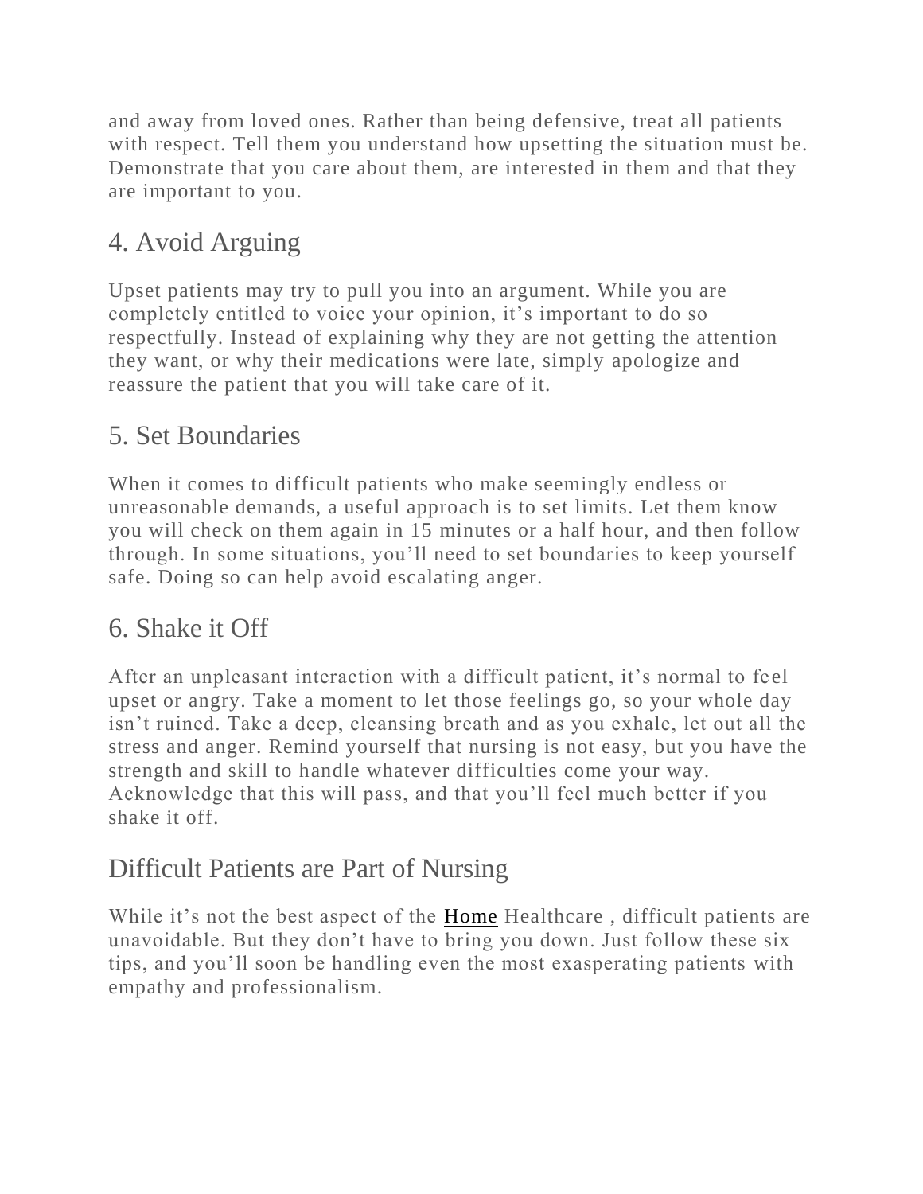and away from loved ones. Rather than being defensive, treat all patients with respect. Tell them you understand how upsetting the situation must be. Demonstrate that you care about them, are interested in them and that they are important to you.

## 4. Avoid Arguing

Upset patients may try to pull you into an argument. While you are completely entitled to voice your opinion, it's important to do so respectfully. Instead of explaining why they are not getting the attention they want, or why their medications were late, simply apologize and reassure the patient that you will take care of it.

## 5. Set Boundaries

When it comes to difficult patients who make seemingly endless or unreasonable demands, a useful approach is to set limits. Let them know you will check on them again in 15 minutes or a half hour, and then follow through. In some situations, you'll need to set boundaries to keep yourself safe. Doing so can help avoid escalating anger.

## 6. Shake it Off

After an unpleasant interaction with a difficult patient, it's normal to feel upset or angry. Take a moment to let those feelings go, so your whole day isn't ruined. Take a deep, cleansing breath and as you exhale, let out all the stress and anger. Remind yourself that nursing is not easy, but you have the strength and skill to handle whatever difficulties come your way. Acknowledge that this will pass, and that you'll feel much better if you shake it off.

## Difficult Patients are Part of Nursing

While it's not the best aspect of the Home Healthcare , difficult patients are unavoidable. But they don't have to bring you down. Just follow these six tips, and you'll soon be handling even the most exasperating patients with empathy and professionalism.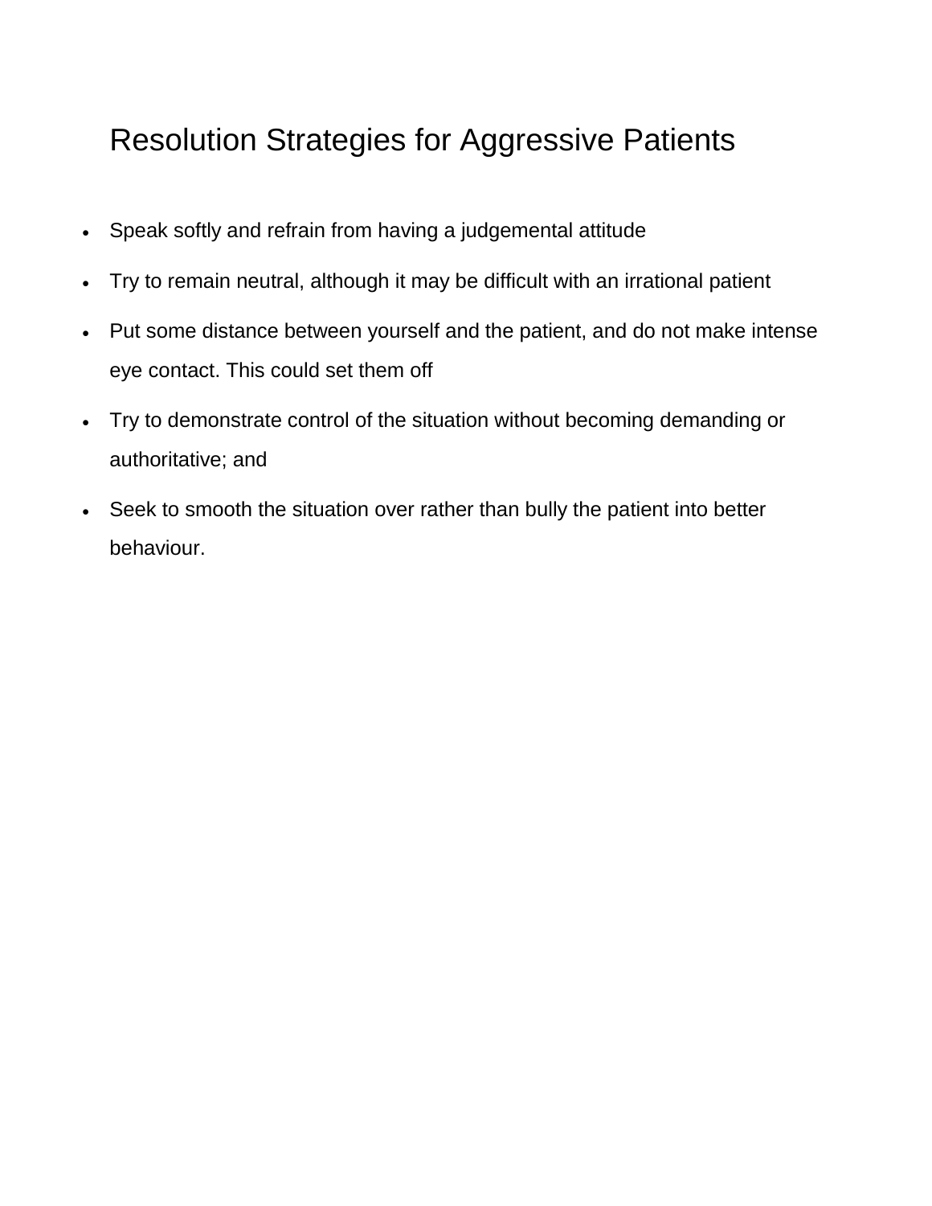## Resolution Strategies for Aggressive Patients

- Speak softly and refrain from having a judgemental attitude
- Try to remain neutral, although it may be difficult with an irrational patient
- Put some distance between yourself and the patient, and do not make intense eye contact. This could set them off
- Try to demonstrate control of the situation without becoming demanding or authoritative; and
- Seek to smooth the situation over rather than bully the patient into better behaviour.